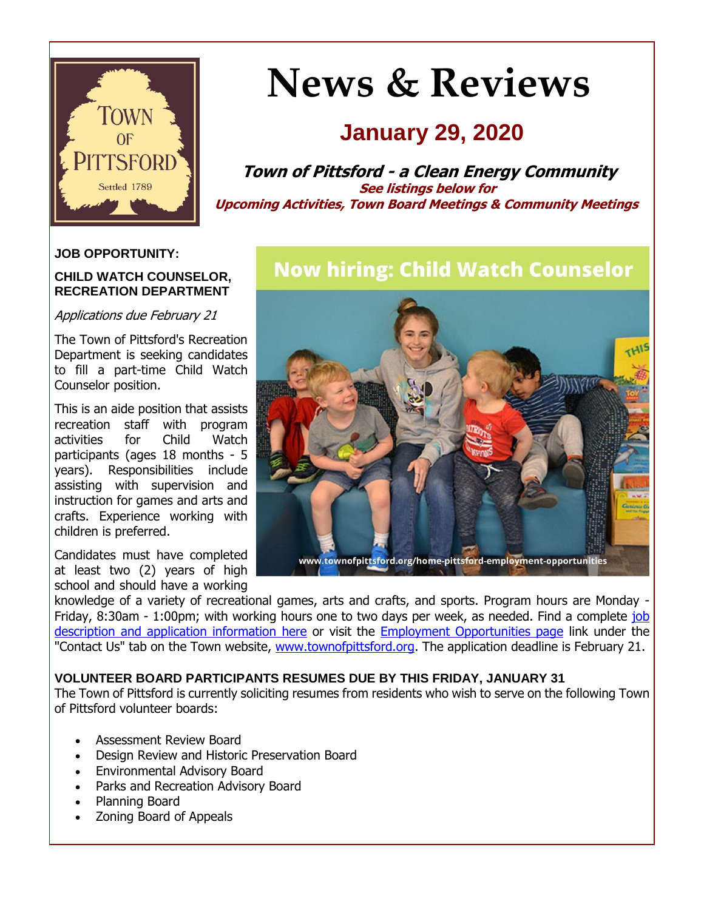# News & Reviews

## January 29, 2020

***Town of Pittsford - a Clean Energy Community***

***See listings below for***
***Upcoming Activities, Town Board Meetings & Community Meetings***

**JOB OPPORTUNITY:**

**CHILD WATCH COUNSELOR, RECREATION DEPARTMENT**

*Applications due February 21*

The Town of Pittsford's Recreation Department is seeking candidates to fill a part-time Child Watch Counselor position.

This is an aide position that assists recreation staff with program activities for Child Watch participants (ages 18 months - 5 years). Responsibilities include assisting with supervision and instruction for games and arts and crafts. Experience working with children is preferred.

Candidates must have completed at least two (2) years of high school and should have a working knowledge of a variety of recreational games, arts and crafts, and sports. Program hours are Monday - Friday, 8:30am - 1:00pm; with working hours one to two days per week, as needed. Find a complete job description and application information here or visit the Employment Opportunities page link under the "Contact Us" tab on the Town website, www.townofpittsford.org. The application deadline is February 21.

**VOLUNTEER BOARD PARTICIPANTS RESUMES DUE BY THIS FRIDAY, JANUARY 31**

The Town of Pittsford is currently soliciting resumes from residents who wish to serve on the following Town of Pittsford volunteer boards:

- Assessment Review Board
- Design Review and Historic Preservation Board
- Environmental Advisory Board
- Parks and Recreation Advisory Board
- Planning Board
- Zoning Board of Appeals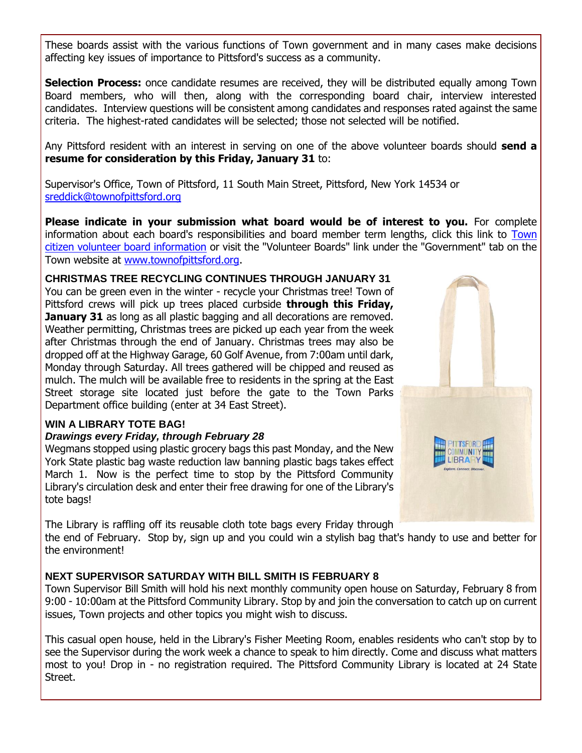These boards assist with the various functions of Town government and in many cases make decisions affecting key issues of importance to Pittsford's success as a community.

**Selection Process:** once candidate resumes are received, they will be distributed equally among Town Board members, who will then, along with the corresponding board chair, interview interested candidates. Interview questions will be consistent among candidates and responses rated against the same criteria. The highest-rated candidates will be selected; those not selected will be notified.

Any Pittsford resident with an interest in serving on one of the above volunteer boards should **send a resume for consideration by this Friday, January 31** to:

Supervisor's Office, Town of Pittsford, 11 South Main Street, Pittsford, New York 14534 or sreddick@townofpittsford.org

**Please indicate in your submission what board would be of interest to you.** For complete information about each board's responsibilities and board member term lengths, click this link to Town citizen volunteer board information or visit the "Volunteer Boards" link under the "Government" tab on the Town website at www.townofpittsford.org.

### CHRISTMAS TREE RECYCLING CONTINUES THROUGH JANUARY 31

You can be green even in the winter - recycle your Christmas tree! Town of Pittsford crews will pick up trees placed curbside **through this Friday, January 31** as long as all plastic bagging and all decorations are removed. Weather permitting, Christmas trees are picked up each year from the week after Christmas through the end of January. Christmas trees may also be dropped off at the Highway Garage, 60 Golf Avenue, from 7:00am until dark, Monday through Saturday. All trees gathered will be chipped and reused as mulch. The mulch will be available free to residents in the spring at the East Street storage site located just before the gate to the Town Parks Department office building (enter at 34 East Street).

### WIN A LIBRARY TOTE BAG!

***Drawings every Friday, through February 28***

Wegmans stopped using plastic grocery bags this past Monday, and the New York State plastic bag waste reduction law banning plastic bags takes effect March 1. Now is the perfect time to stop by the Pittsford Community Library's circulation desk and enter their free drawing for one of the Library's tote bags!

The Library is raffling off its reusable cloth tote bags every Friday through the end of February. Stop by, sign up and you could win a stylish bag that's handy to use and better for the environment!

### NEXT SUPERVISOR SATURDAY WITH BILL SMITH IS FEBRUARY 8

Town Supervisor Bill Smith will hold his next monthly community open house on Saturday, February 8 from 9:00 - 10:00am at the Pittsford Community Library. Stop by and join the conversation to catch up on current issues, Town projects and other topics you might wish to discuss.

This casual open house, held in the Library's Fisher Meeting Room, enables residents who can't stop by to see the Supervisor during the work week a chance to speak to him directly. Come and discuss what matters most to you! Drop in - no registration required. The Pittsford Community Library is located at 24 State Street.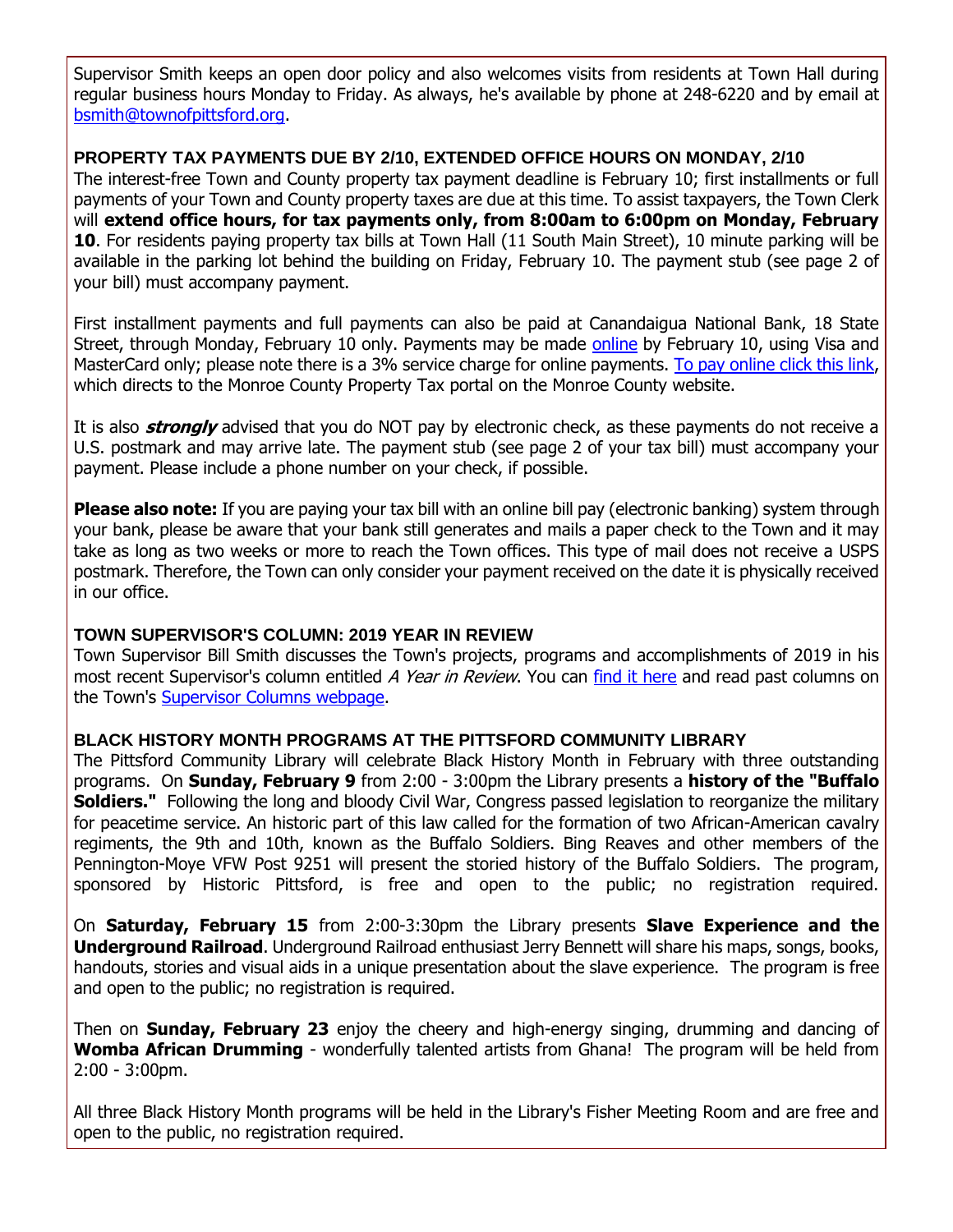Supervisor Smith keeps an open door policy and also welcomes visits from residents at Town Hall during regular business hours Monday to Friday. As always, he's available by phone at 248-6220 and by email at bsmith@townofpittsford.org.

### PROPERTY TAX PAYMENTS DUE BY 2/10, EXTENDED OFFICE HOURS ON MONDAY, 2/10

The interest-free Town and County property tax payment deadline is February 10; first installments or full payments of your Town and County property taxes are due at this time. To assist taxpayers, the Town Clerk will **extend office hours, for tax payments only, from 8:00am to 6:00pm on Monday, February 10**. For residents paying property tax bills at Town Hall (11 South Main Street), 10 minute parking will be available in the parking lot behind the building on Friday, February 10. The payment stub (see page 2 of your bill) must accompany payment.

First installment payments and full payments can also be paid at Canandaigua National Bank, 18 State Street, through Monday, February 10 only. Payments may be made online by February 10, using Visa and MasterCard only; please note there is a 3% service charge for online payments. To pay online click this link, which directs to the Monroe County Property Tax portal on the Monroe County website.

It is also ***strongly*** advised that you do NOT pay by electronic check, as these payments do not receive a U.S. postmark and may arrive late. The payment stub (see page 2 of your tax bill) must accompany your payment. Please include a phone number on your check, if possible.

**Please also note:** If you are paying your tax bill with an online bill pay (electronic banking) system through your bank, please be aware that your bank still generates and mails a paper check to the Town and it may take as long as two weeks or more to reach the Town offices. This type of mail does not receive a USPS postmark. Therefore, the Town can only consider your payment received on the date it is physically received in our office.

### TOWN SUPERVISOR'S COLUMN: 2019 YEAR IN REVIEW

Town Supervisor Bill Smith discusses the Town's projects, programs and accomplishments of 2019 in his most recent Supervisor's column entitled *A Year in Review*. You can find it here and read past columns on the Town's Supervisor Columns webpage.

### BLACK HISTORY MONTH PROGRAMS AT THE PITTSFORD COMMUNITY LIBRARY

The Pittsford Community Library will celebrate Black History Month in February with three outstanding programs. On **Sunday, February 9** from 2:00 - 3:00pm the Library presents a **history of the "Buffalo Soldiers."** Following the long and bloody Civil War, Congress passed legislation to reorganize the military for peacetime service. An historic part of this law called for the formation of two African-American cavalry regiments, the 9th and 10th, known as the Buffalo Soldiers. Bing Reaves and other members of the Pennington-Moye VFW Post 9251 will present the storied history of the Buffalo Soldiers. The program, sponsored by Historic Pittsford, is free and open to the public; no registration required.

On **Saturday, February 15** from 2:00-3:30pm the Library presents **Slave Experience and the Underground Railroad**. Underground Railroad enthusiast Jerry Bennett will share his maps, songs, books, handouts, stories and visual aids in a unique presentation about the slave experience. The program is free and open to the public; no registration is required.

Then on **Sunday, February 23** enjoy the cheery and high-energy singing, drumming and dancing of **Womba African Drumming** - wonderfully talented artists from Ghana! The program will be held from 2:00 - 3:00pm.

All three Black History Month programs will be held in the Library's Fisher Meeting Room and are free and open to the public, no registration required.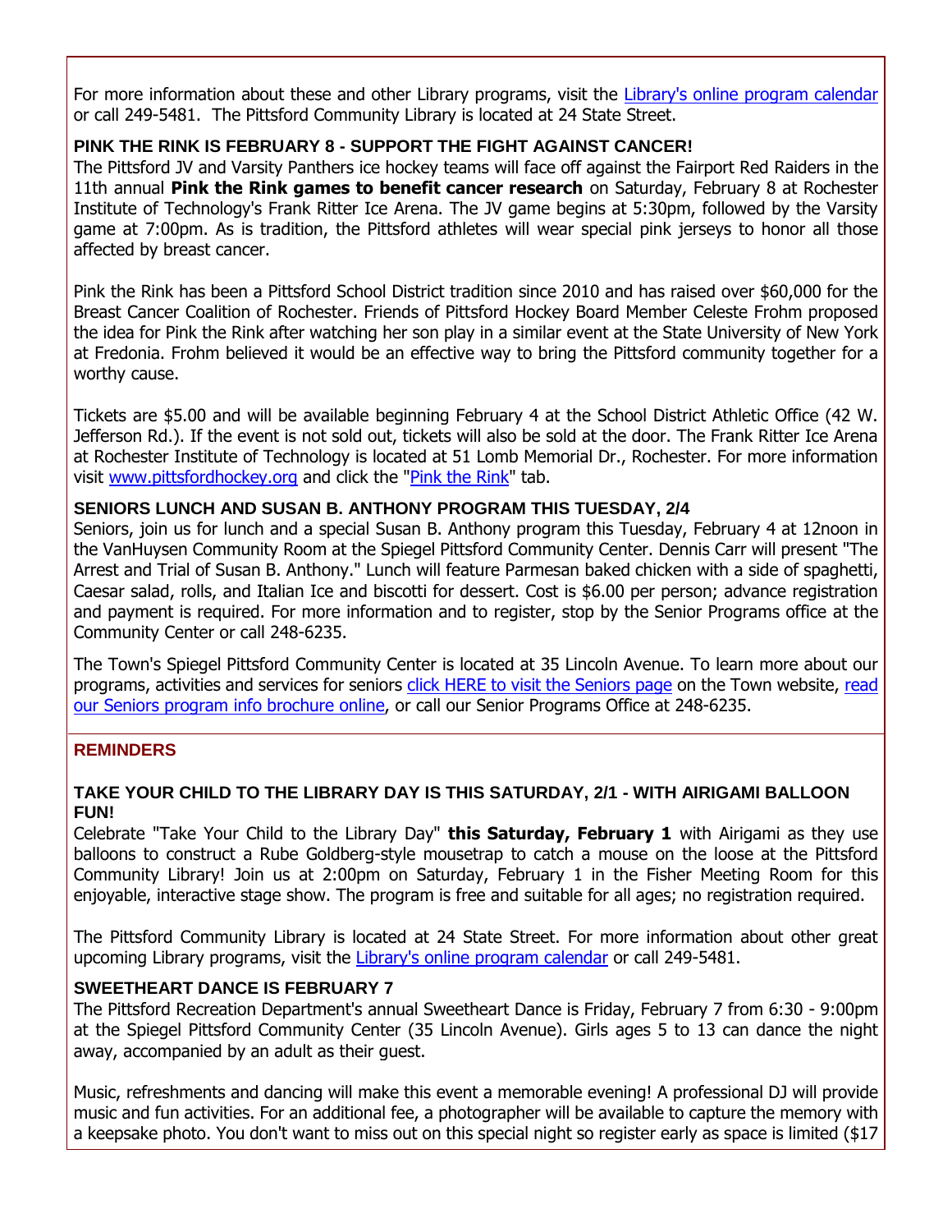For more information about these and other Library programs, visit the Library's online program calendar or call 249-5481. The Pittsford Community Library is located at 24 State Street.

### PINK THE RINK IS FEBRUARY 8 - SUPPORT THE FIGHT AGAINST CANCER!

The Pittsford JV and Varsity Panthers ice hockey teams will face off against the Fairport Red Raiders in the 11th annual **Pink the Rink games to benefit cancer research** on Saturday, February 8 at Rochester Institute of Technology's Frank Ritter Ice Arena. The JV game begins at 5:30pm, followed by the Varsity game at 7:00pm. As is tradition, the Pittsford athletes will wear special pink jerseys to honor all those affected by breast cancer.

Pink the Rink has been a Pittsford School District tradition since 2010 and has raised over $60,000 for the Breast Cancer Coalition of Rochester. Friends of Pittsford Hockey Board Member Celeste Frohm proposed the idea for Pink the Rink after watching her son play in a similar event at the State University of New York at Fredonia. Frohm believed it would be an effective way to bring the Pittsford community together for a worthy cause.

Tickets are $5.00 and will be available beginning February 4 at the School District Athletic Office (42 W. Jefferson Rd.). If the event is not sold out, tickets will also be sold at the door. The Frank Ritter Ice Arena at Rochester Institute of Technology is located at 51 Lomb Memorial Dr., Rochester. For more information visit www.pittsfordhockey.org and click the "Pink the Rink" tab.

### SENIORS LUNCH AND SUSAN B. ANTHONY PROGRAM THIS TUESDAY, 2/4

Seniors, join us for lunch and a special Susan B. Anthony program this Tuesday, February 4 at 12noon in the VanHuysen Community Room at the Spiegel Pittsford Community Center. Dennis Carr will present "The Arrest and Trial of Susan B. Anthony." Lunch will feature Parmesan baked chicken with a side of spaghetti, Caesar salad, rolls, and Italian Ice and biscotti for dessert. Cost is $6.00 per person; advance registration and payment is required. For more information and to register, stop by the Senior Programs office at the Community Center or call 248-6235.

The Town's Spiegel Pittsford Community Center is located at 35 Lincoln Avenue. To learn more about our programs, activities and services for seniors click HERE to visit the Seniors page on the Town website, read our Seniors program info brochure online, or call our Senior Programs Office at 248-6235.

## REMINDERS

### TAKE YOUR CHILD TO THE LIBRARY DAY IS THIS SATURDAY, 2/1 - WITH AIRIGAMI BALLOON FUN!

Celebrate "Take Your Child to the Library Day" **this Saturday, February 1** with Airigami as they use balloons to construct a Rube Goldberg-style mousetrap to catch a mouse on the loose at the Pittsford Community Library! Join us at 2:00pm on Saturday, February 1 in the Fisher Meeting Room for this enjoyable, interactive stage show. The program is free and suitable for all ages; no registration required.

The Pittsford Community Library is located at 24 State Street. For more information about other great upcoming Library programs, visit the Library's online program calendar or call 249-5481.

### SWEETHEART DANCE IS FEBRUARY 7

The Pittsford Recreation Department's annual Sweetheart Dance is Friday, February 7 from 6:30 - 9:00pm at the Spiegel Pittsford Community Center (35 Lincoln Avenue). Girls ages 5 to 13 can dance the night away, accompanied by an adult as their guest.

Music, refreshments and dancing will make this event a memorable evening! A professional DJ will provide music and fun activities. For an additional fee, a photographer will be available to capture the memory with a keepsake photo. You don't want to miss out on this special night so register early as space is limited ($17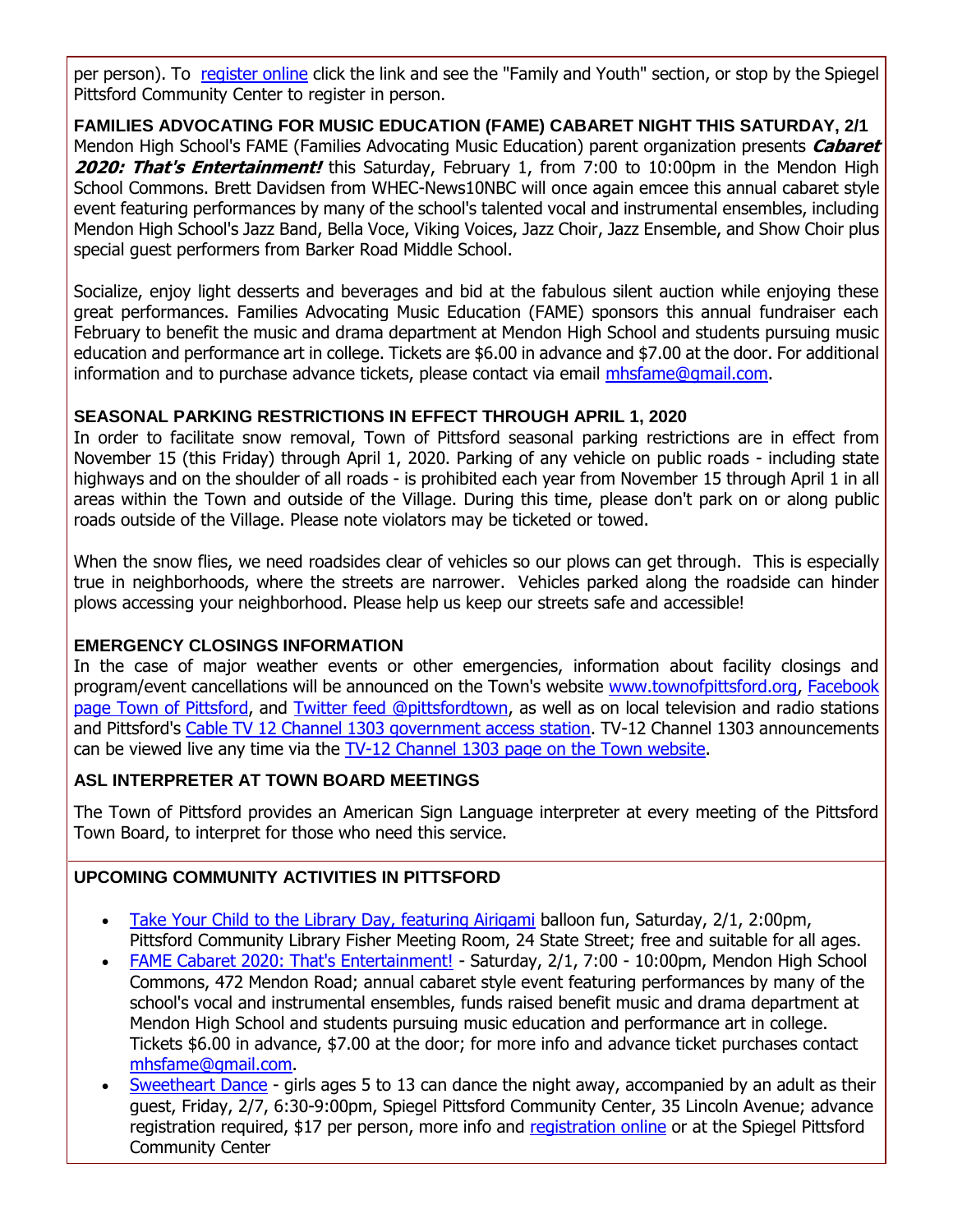per person). To register online click the link and see the "Family and Youth" section, or stop by the Spiegel Pittsford Community Center to register in person.

**FAMILIES ADVOCATING FOR MUSIC EDUCATION (FAME) CABARET NIGHT THIS SATURDAY, 2/1**

Mendon High School's FAME (Families Advocating Music Education) parent organization presents ***Cabaret 2020: That's Entertainment!*** this Saturday, February 1, from 7:00 to 10:00pm in the Mendon High School Commons. Brett Davidsen from WHEC-News10NBC will once again emcee this annual cabaret style event featuring performances by many of the school's talented vocal and instrumental ensembles, including Mendon High School's Jazz Band, Bella Voce, Viking Voices, Jazz Choir, Jazz Ensemble, and Show Choir plus special guest performers from Barker Road Middle School.

Socialize, enjoy light desserts and beverages and bid at the fabulous silent auction while enjoying these great performances. Families Advocating Music Education (FAME) sponsors this annual fundraiser each February to benefit the music and drama department at Mendon High School and students pursuing music education and performance art in college. Tickets are $6.00 in advance and $7.00 at the door. For additional information and to purchase advance tickets, please contact via email mhsfame@gmail.com.

**SEASONAL PARKING RESTRICTIONS IN EFFECT THROUGH APRIL 1, 2020**

In order to facilitate snow removal, Town of Pittsford seasonal parking restrictions are in effect from November 15 (this Friday) through April 1, 2020. Parking of any vehicle on public roads - including state highways and on the shoulder of all roads - is prohibited each year from November 15 through April 1 in all areas within the Town and outside of the Village. During this time, please don't park on or along public roads outside of the Village. Please note violators may be ticketed or towed.

When the snow flies, we need roadsides clear of vehicles so our plows can get through. This is especially true in neighborhoods, where the streets are narrower. Vehicles parked along the roadside can hinder plows accessing your neighborhood. Please help us keep our streets safe and accessible!

**EMERGENCY CLOSINGS INFORMATION**

In the case of major weather events or other emergencies, information about facility closings and program/event cancellations will be announced on the Town's website www.townofpittsford.org, Facebook page Town of Pittsford, and Twitter feed @pittsfordtown, as well as on local television and radio stations and Pittsford's Cable TV 12 Channel 1303 government access station. TV-12 Channel 1303 announcements can be viewed live any time via the TV-12 Channel 1303 page on the Town website.

**ASL INTERPRETER AT TOWN BOARD MEETINGS**

The Town of Pittsford provides an American Sign Language interpreter at every meeting of the Pittsford Town Board, to interpret for those who need this service.

**UPCOMING COMMUNITY ACTIVITIES IN PITTSFORD**

- Take Your Child to the Library Day, featuring Airigami balloon fun, Saturday, 2/1, 2:00pm, Pittsford Community Library Fisher Meeting Room, 24 State Street; free and suitable for all ages.
- FAME Cabaret 2020: That's Entertainment! - Saturday, 2/1, 7:00 - 10:00pm, Mendon High School Commons, 472 Mendon Road; annual cabaret style event featuring performances by many of the school's vocal and instrumental ensembles, funds raised benefit music and drama department at Mendon High School and students pursuing music education and performance art in college. Tickets $6.00 in advance, $7.00 at the door; for more info and advance ticket purchases contact mhsfame@gmail.com.
- Sweetheart Dance - girls ages 5 to 13 can dance the night away, accompanied by an adult as their guest, Friday, 2/7, 6:30-9:00pm, Spiegel Pittsford Community Center, 35 Lincoln Avenue; advance registration required, $17 per person, more info and registration online or at the Spiegel Pittsford Community Center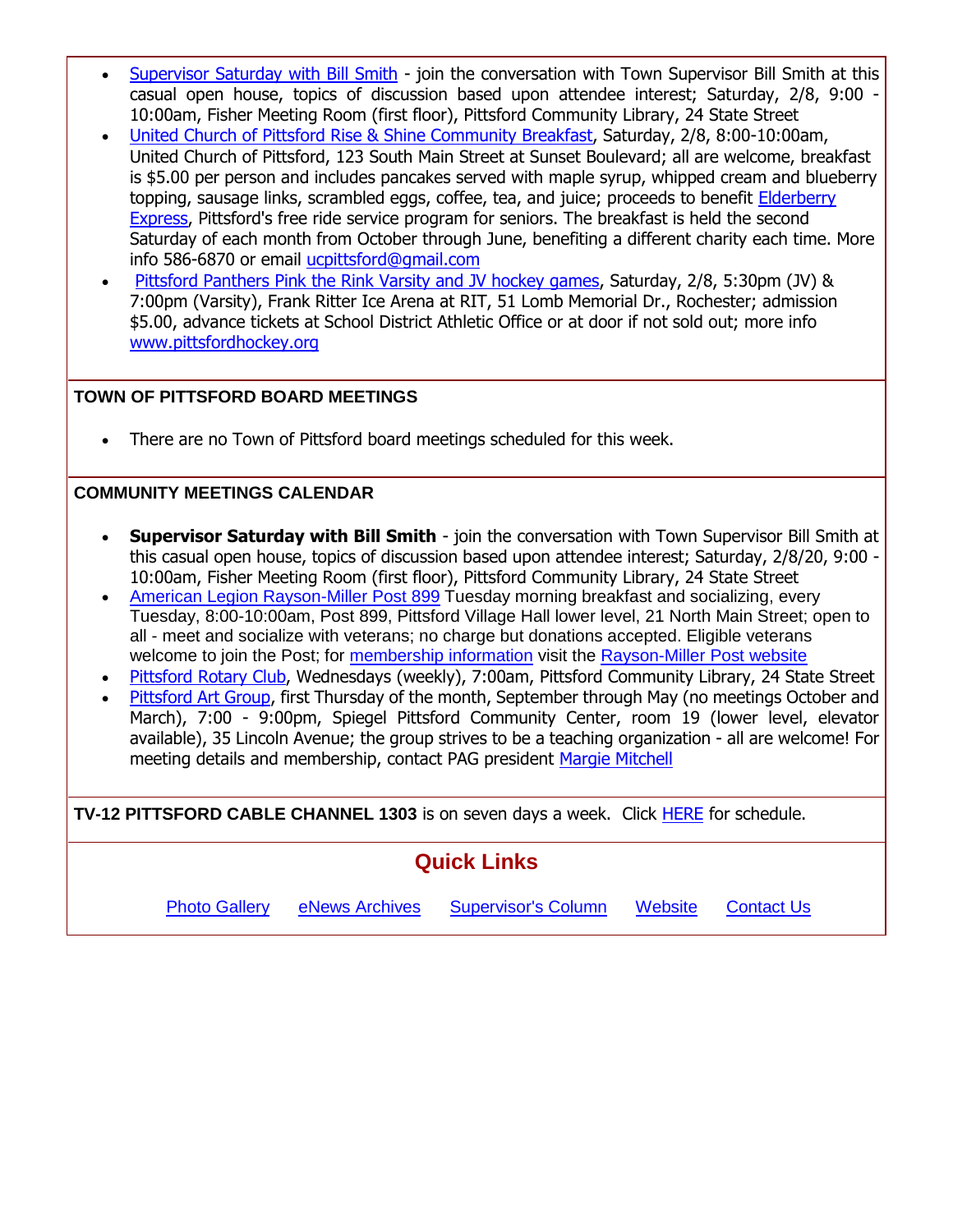- Supervisor Saturday with Bill Smith - join the conversation with Town Supervisor Bill Smith at this casual open house, topics of discussion based upon attendee interest; Saturday, 2/8, 9:00 - 10:00am, Fisher Meeting Room (first floor), Pittsford Community Library, 24 State Street
- United Church of Pittsford Rise & Shine Community Breakfast, Saturday, 2/8, 8:00-10:00am, United Church of Pittsford, 123 South Main Street at Sunset Boulevard; all are welcome, breakfast is $5.00 per person and includes pancakes served with maple syrup, whipped cream and blueberry topping, sausage links, scrambled eggs, coffee, tea, and juice; proceeds to benefit Elderberry Express, Pittsford's free ride service program for seniors. The breakfast is held the second Saturday of each month from October through June, benefiting a different charity each time. More info 586-6870 or email ucpittsford@gmail.com
- Pittsford Panthers Pink the Rink Varsity and JV hockey games, Saturday, 2/8, 5:30pm (JV) & 7:00pm (Varsity), Frank Ritter Ice Arena at RIT, 51 Lomb Memorial Dr., Rochester; admission $5.00, advance tickets at School District Athletic Office or at door if not sold out; more info www.pittsfordhockey.org

**TOWN OF PITTSFORD BOARD MEETINGS**

- There are no Town of Pittsford board meetings scheduled for this week.

**COMMUNITY MEETINGS CALENDAR**

- **Supervisor Saturday with Bill Smith** - join the conversation with Town Supervisor Bill Smith at this casual open house, topics of discussion based upon attendee interest; Saturday, 2/8/20, 9:00 - 10:00am, Fisher Meeting Room (first floor), Pittsford Community Library, 24 State Street
- American Legion Rayson-Miller Post 899 Tuesday morning breakfast and socializing, every Tuesday, 8:00-10:00am, Post 899, Pittsford Village Hall lower level, 21 North Main Street; open to all - meet and socialize with veterans; no charge but donations accepted. Eligible veterans welcome to join the Post; for membership information visit the Rayson-Miller Post website
- Pittsford Rotary Club, Wednesdays (weekly), 7:00am, Pittsford Community Library, 24 State Street
- Pittsford Art Group, first Thursday of the month, September through May (no meetings October and March), 7:00 - 9:00pm, Spiegel Pittsford Community Center, room 19 (lower level, elevator available), 35 Lincoln Avenue; the group strives to be a teaching organization - all are welcome! For meeting details and membership, contact PAG president Margie Mitchell

**TV-12 PITTSFORD CABLE CHANNEL 1303** is on seven days a week. Click HERE for schedule.

## Quick Links

Photo Gallery    eNews Archives    Supervisor's Column    Website    Contact Us